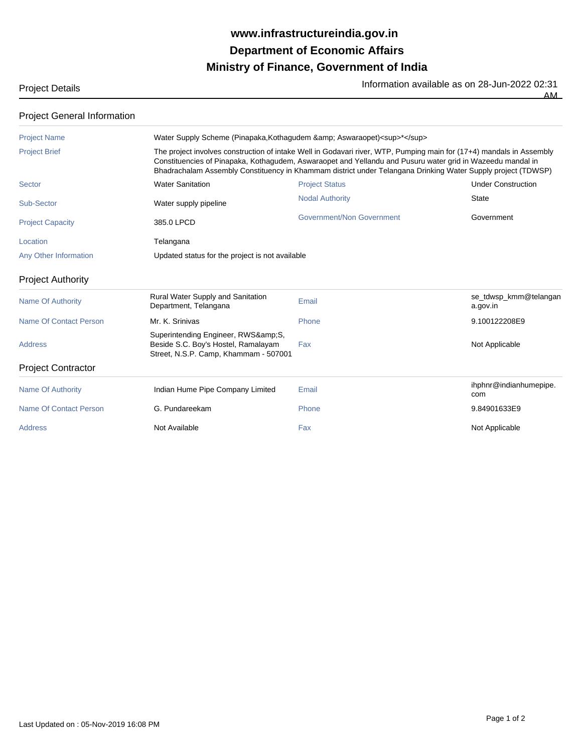# www.infrastructureindia.gov.in
# Department of Economic Affairs
# Ministry of Finance, Government of India

Project Details

Information available as on 28-Jun-2022 02:31 AM

## Project General Information

| | | | |
|---|---|---|---|
| Project Name | Water Supply Scheme (Pinapaka,Kothagudem &amp; Aswaraopet)<sup>*</sup> | | |
| Project Brief | The project involves construction of intake Well in Godavari river, WTP, Pumping main for (17+4) mandals in Assembly Constituencies of Pinapaka, Kothagudem, Aswaraopet and Yellandu and Pusuru water grid in Wazeedu mandal in Bhadrachalam Assembly Constituency in Khammam district under Telangana Drinking Water Supply project (TDWSP) | | |
| Sector | Water Sanitation | Project Status | Under Construction |
| Sub-Sector | Water supply pipeline | Nodal Authority | State |
| Project Capacity | 385.0 LPCD | Government/Non Government | Government |
| Location | Telangana | | |
| Any Other Information | Updated status for the project is not available | | |

## Project Authority

| | | | |
|---|---|---|---|
| Name Of Authority | Rural Water Supply and Sanitation Department, Telangana | Email | se_tdwsp_kmm@telangana.gov.in |
| Name Of Contact Person | Mr. K. Srinivas | Phone | 9.100122208E9 |
| Address | Superintending Engineer, RWS&amp;S, Beside S.C. Boy's Hostel, Ramalayam Street, N.S.P. Camp, Khammam - 507001 | Fax | Not Applicable |

## Project Contractor

| | | | |
|---|---|---|---|
| Name Of Authority | Indian Hume Pipe Company Limited | Email | ihphnr@indianhumepipe.com |
| Name Of Contact Person | G. Pundareekam | Phone | 9.84901633E9 |
| Address | Not Available | Fax | Not Applicable |

Last Updated on : 05-Nov-2019 16:08 PM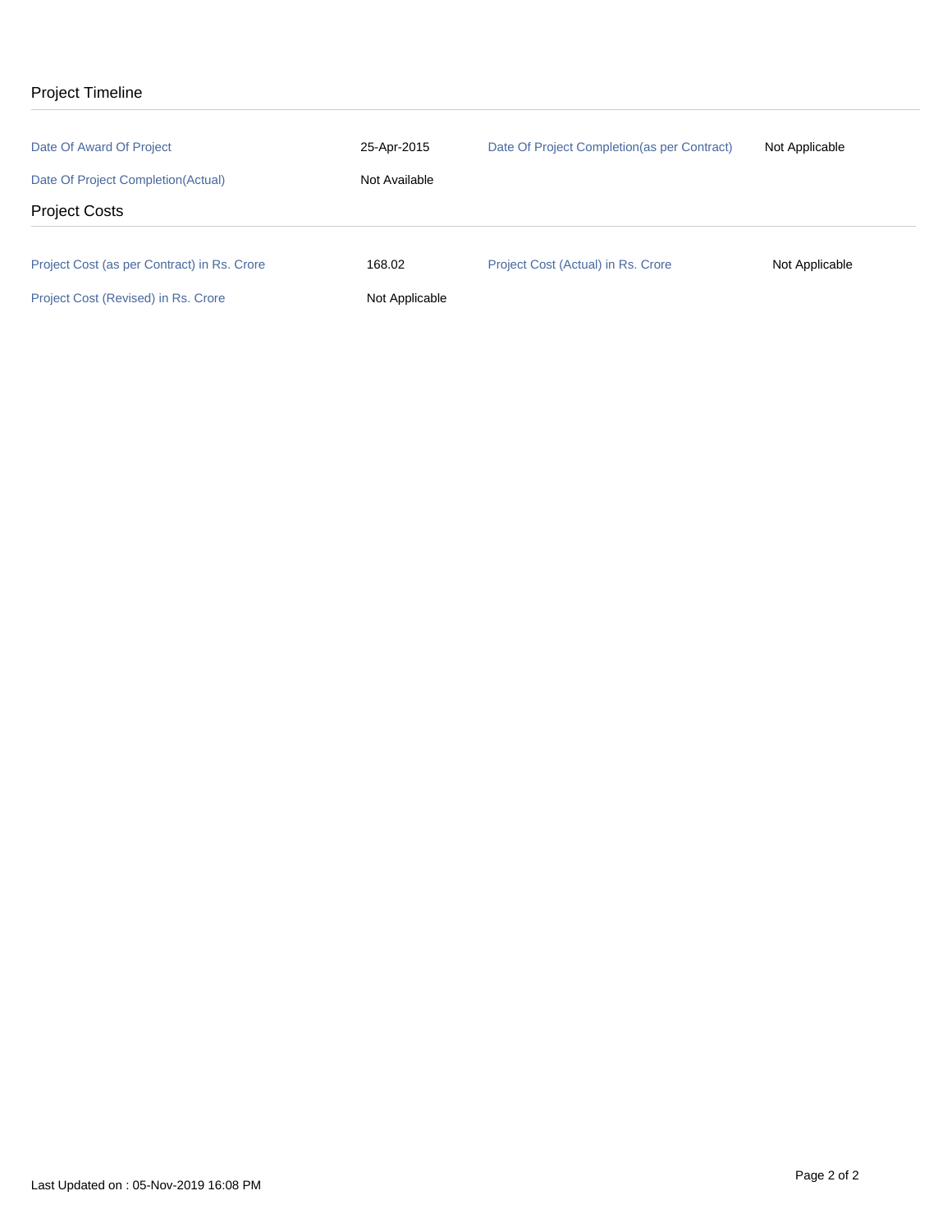## Project Timeline

| | | | |
|---|---|---|---|
| Date Of Award Of Project | 25-Apr-2015 | Date Of Project Completion(as per Contract) | Not Applicable |
| Date Of Project Completion(Actual) | Not Available | | |

## Project Costs

| | | | |
|---|---|---|---|
| Project Cost (as per Contract) in Rs. Crore | 168.02 | Project Cost (Actual) in Rs. Crore | Not Applicable |
| Project Cost (Revised) in Rs. Crore | Not Applicable | | |

Last Updated on : 05-Nov-2019 16:08 PM